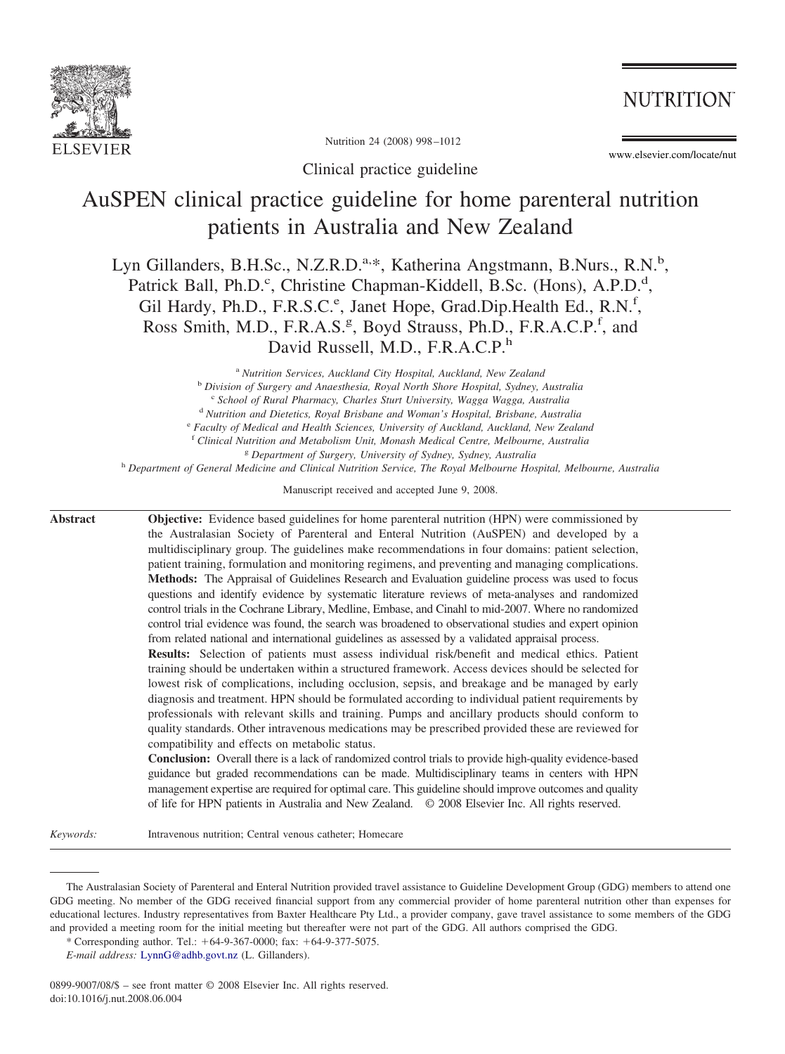Clinical practice guideline

# AuSPEN clinical practice guideline for home parenteral nutrition patients in Australia and New Zealand

Lyn Gillanders, B.H.Sc., N.Z.R.D.[a,*], Katherina Angstmann, B.Nurs., R.N.[b], Patrick Ball, Ph.D.[c], Christine Chapman-Kiddell, B.Sc. (Hons), A.P.D.[d], Gil Hardy, Ph.D., F.R.S.C.[e], Janet Hope, Grad.Dip.Health Ed., R.N.[f], Ross Smith, M.D., F.R.A.S.[g], Boyd Strauss, Ph.D., F.R.A.C.P.[f], and David Russell, M.D., F.R.A.C.P.[h]

[a] *Nutrition Services, Auckland City Hospital, Auckland, New Zealand*
[b] *Division of Surgery and Anaesthesia, Royal North Shore Hospital, Sydney, Australia*
[c] *School of Rural Pharmacy, Charles Sturt University, Wagga Wagga, Australia*
[d] *Nutrition and Dietetics, Royal Brisbane and Woman's Hospital, Brisbane, Australia*
[e] *Faculty of Medical and Health Sciences, University of Auckland, Auckland, New Zealand*
[f] *Clinical Nutrition and Metabolism Unit, Monash Medical Centre, Melbourne, Australia*
[g] *Department of Surgery, University of Sydney, Sydney, Australia*
[h] *Department of General Medicine and Clinical Nutrition Service, The Royal Melbourne Hospital, Melbourne, Australia*

Manuscript received and accepted June 9, 2008.

**Abstract**

**Objective:** Evidence based guidelines for home parenteral nutrition (HPN) were commissioned by the Australasian Society of Parenteral and Enteral Nutrition (AuSPEN) and developed by a multidisciplinary group. The guidelines make recommendations in four domains: patient selection, patient training, formulation and monitoring regimens, and preventing and managing complications.

**Methods:** The Appraisal of Guidelines Research and Evaluation guideline process was used to focus questions and identify evidence by systematic literature reviews of meta-analyses and randomized control trials in the Cochrane Library, Medline, Embase, and Cinahl to mid-2007. Where no randomized control trial evidence was found, the search was broadened to observational studies and expert opinion from related national and international guidelines as assessed by a validated appraisal process.

**Results:** Selection of patients must assess individual risk/benefit and medical ethics. Patient training should be undertaken within a structured framework. Access devices should be selected for lowest risk of complications, including occlusion, sepsis, and breakage and be managed by early diagnosis and treatment. HPN should be formulated according to individual patient requirements by professionals with relevant skills and training. Pumps and ancillary products should conform to quality standards. Other intravenous medications may be prescribed provided these are reviewed for compatibility and effects on metabolic status.

**Conclusion:** Overall there is a lack of randomized control trials to provide high-quality evidence-based guidance but graded recommendations can be made. Multidisciplinary teams in centers with HPN management expertise are required for optimal care. This guideline should improve outcomes and quality of life for HPN patients in Australia and New Zealand. © 2008 Elsevier Inc. All rights reserved.

*Keywords:* Intravenous nutrition; Central venous catheter; Homecare

---

The Australasian Society of Parenteral and Enteral Nutrition provided travel assistance to Guideline Development Group (GDG) members to attend one GDG meeting. No member of the GDG received financial support from any commercial provider of home parenteral nutrition other than expenses for educational lectures. Industry representatives from Baxter Healthcare Pty Ltd., a provider company, gave travel assistance to some members of the GDG and provided a meeting room for the initial meeting but thereafter were not part of the GDG. All authors comprised the GDG.

\* Corresponding author. Tel.: +64-9-367-0000; fax: +64-9-377-5075.

*E-mail address:* LynnG@adhb.govt.nz (L. Gillanders).

0899-9007/08/$ – see front matter © 2008 Elsevier Inc. All rights reserved.
doi:10.1016/j.nut.2008.06.004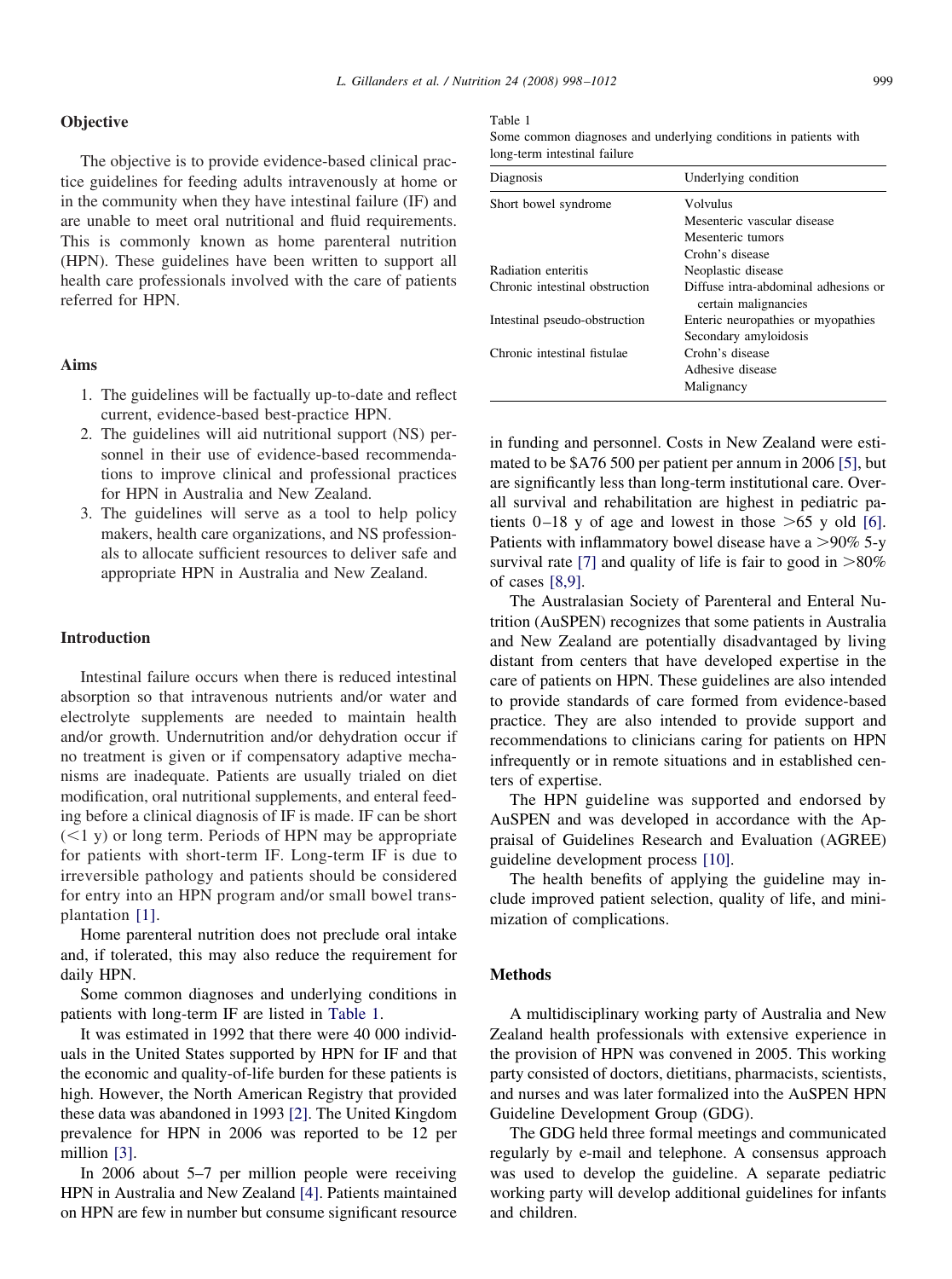## Objective

The objective is to provide evidence-based clinical practice guidelines for feeding adults intravenously at home or in the community when they have intestinal failure (IF) and are unable to meet oral nutritional and fluid requirements. This is commonly known as home parenteral nutrition (HPN). These guidelines have been written to support all health care professionals involved with the care of patients referred for HPN.

## Aims

1. The guidelines will be factually up-to-date and reflect current, evidence-based best-practice HPN.
2. The guidelines will aid nutritional support (NS) personnel in their use of evidence-based recommendations to improve clinical and professional practices for HPN in Australia and New Zealand.
3. The guidelines will serve as a tool to help policy makers, health care organizations, and NS professionals to allocate sufficient resources to deliver safe and appropriate HPN in Australia and New Zealand.

## Introduction

Intestinal failure occurs when there is reduced intestinal absorption so that intravenous nutrients and/or water and electrolyte supplements are needed to maintain health and/or growth. Undernutrition and/or dehydration occur if no treatment is given or if compensatory adaptive mechanisms are inadequate. Patients are usually trialed on diet modification, oral nutritional supplements, and enteral feeding before a clinical diagnosis of IF is made. IF can be short (<1 y) or long term. Periods of HPN may be appropriate for patients with short-term IF. Long-term IF is due to irreversible pathology and patients should be considered for entry into an HPN program and/or small bowel transplantation [1].

Home parenteral nutrition does not preclude oral intake and, if tolerated, this may also reduce the requirement for daily HPN.

Some common diagnoses and underlying conditions in patients with long-term IF are listed in Table 1.

Table 1
Some common diagnoses and underlying conditions in patients with long-term intestinal failure

| Diagnosis | Underlying condition |
|---|---|
| Short bowel syndrome | Volvulus |
| | Mesenteric vascular disease |
| | Mesenteric tumors |
| | Crohn's disease |
| Radiation enteritis | Neoplastic disease |
| Chronic intestinal obstruction | Diffuse intra-abdominal adhesions or certain malignancies |
| Intestinal pseudo-obstruction | Enteric neuropathies or myopathies |
| | Secondary amyloidosis |
| Chronic intestinal fistulae | Crohn's disease |
| | Adhesive disease |
| | Malignancy |

It was estimated in 1992 that there were 40 000 individuals in the United States supported by HPN for IF and that the economic and quality-of-life burden for these patients is high. However, the North American Registry that provided these data was abandoned in 1993 [2]. The United Kingdom prevalence for HPN in 2006 was reported to be 12 per million [3].

In 2006 about 5–7 per million people were receiving HPN in Australia and New Zealand [4]. Patients maintained on HPN are few in number but consume significant resource in funding and personnel. Costs in New Zealand were estimated to be $A76 500 per patient per annum in 2006 [5], but are significantly less than long-term institutional care. Overall survival and rehabilitation are highest in pediatric patients 0–18 y of age and lowest in those >65 y old [6]. Patients with inflammatory bowel disease have a >90% 5-y survival rate [7] and quality of life is fair to good in >80% of cases [8,9].

The Australasian Society of Parenteral and Enteral Nutrition (AuSPEN) recognizes that some patients in Australia and New Zealand are potentially disadvantaged by living distant from centers that have developed expertise in the care of patients on HPN. These guidelines are also intended to provide standards of care formed from evidence-based practice. They are also intended to provide support and recommendations to clinicians caring for patients on HPN infrequently or in remote situations and in established centers of expertise.

The HPN guideline was supported and endorsed by AuSPEN and was developed in accordance with the Appraisal of Guidelines Research and Evaluation (AGREE) guideline development process [10].

The health benefits of applying the guideline may include improved patient selection, quality of life, and minimization of complications.

## Methods

A multidisciplinary working party of Australia and New Zealand health professionals with extensive experience in the provision of HPN was convened in 2005. This working party consisted of doctors, dietitians, pharmacists, scientists, and nurses and was later formalized into the AuSPEN HPN Guideline Development Group (GDG).

The GDG held three formal meetings and communicated regularly by e-mail and telephone. A consensus approach was used to develop the guideline. A separate pediatric working party will develop additional guidelines for infants and children.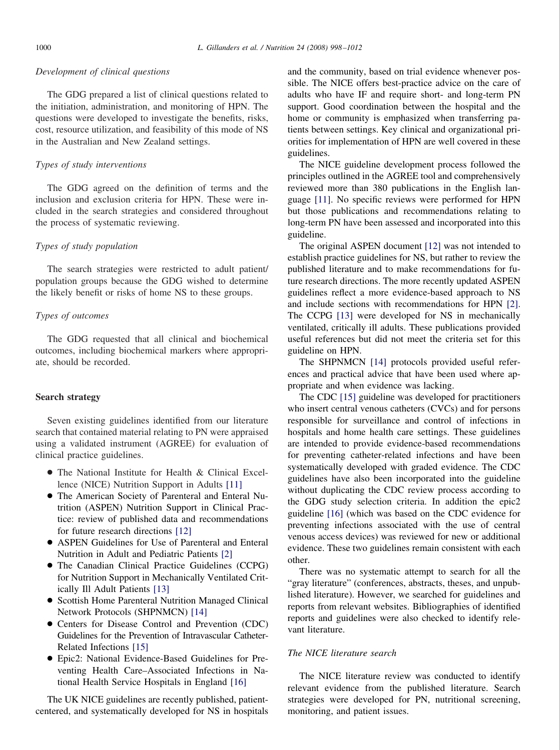### *Development of clinical questions*

The GDG prepared a list of clinical questions related to the initiation, administration, and monitoring of HPN. The questions were developed to investigate the benefits, risks, cost, resource utilization, and feasibility of this mode of NS in the Australian and New Zealand settings.

### *Types of study interventions*

The GDG agreed on the definition of terms and the inclusion and exclusion criteria for HPN. These were included in the search strategies and considered throughout the process of systematic reviewing.

### *Types of study population*

The search strategies were restricted to adult patient/population groups because the GDG wished to determine the likely benefit or risks of home NS to these groups.

### *Types of outcomes*

The GDG requested that all clinical and biochemical outcomes, including biochemical markers where appropriate, should be recorded.

## Search strategy

Seven existing guidelines identified from our literature search that contained material relating to PN were appraised using a validated instrument (AGREE) for evaluation of clinical practice guidelines.

- The National Institute for Health & Clinical Excellence (NICE) Nutrition Support in Adults [11]
- The American Society of Parenteral and Enteral Nutrition (ASPEN) Nutrition Support in Clinical Practice: review of published data and recommendations for future research directions [12]
- ASPEN Guidelines for Use of Parenteral and Enteral Nutrition in Adult and Pediatric Patients [2]
- The Canadian Clinical Practice Guidelines (CCPG) for Nutrition Support in Mechanically Ventilated Critically Ill Adult Patients [13]
- Scottish Home Parenteral Nutrition Managed Clinical Network Protocols (SHPNMCN) [14]
- Centers for Disease Control and Prevention (CDC) Guidelines for the Prevention of Intravascular Catheter-Related Infections [15]
- Epic2: National Evidence-Based Guidelines for Preventing Health Care–Associated Infections in National Health Service Hospitals in England [16]

The UK NICE guidelines are recently published, patient-centered, and systematically developed for NS in hospitals and the community, based on trial evidence whenever possible. The NICE offers best-practice advice on the care of adults who have IF and require short- and long-term PN support. Good coordination between the hospital and the home or community is emphasized when transferring patients between settings. Key clinical and organizational priorities for implementation of HPN are well covered in these guidelines.

The NICE guideline development process followed the principles outlined in the AGREE tool and comprehensively reviewed more than 380 publications in the English language [11]. No specific reviews were performed for HPN but those publications and recommendations relating to long-term PN have been assessed and incorporated into this guideline.

The original ASPEN document [12] was not intended to establish practice guidelines for NS, but rather to review the published literature and to make recommendations for future research directions. The more recently updated ASPEN guidelines reflect a more evidence-based approach to NS and include sections with recommendations for HPN [2]. The CCPG [13] were developed for NS in mechanically ventilated, critically ill adults. These publications provided useful references but did not meet the criteria set for this guideline on HPN.

The SHPNMCN [14] protocols provided useful references and practical advice that have been used where appropriate and when evidence was lacking.

The CDC [15] guideline was developed for practitioners who insert central venous catheters (CVCs) and for persons responsible for surveillance and control of infections in hospitals and home health care settings. These guidelines are intended to provide evidence-based recommendations for preventing catheter-related infections and have been systematically developed with graded evidence. The CDC guidelines have also been incorporated into the guideline without duplicating the CDC review process according to the GDG study selection criteria. In addition the epic2 guideline [16] (which was based on the CDC evidence for preventing infections associated with the use of central venous access devices) was reviewed for new or additional evidence. These two guidelines remain consistent with each other.

There was no systematic attempt to search for all the "gray literature" (conferences, abstracts, theses, and unpublished literature). However, we searched for guidelines and reports from relevant websites. Bibliographies of identified reports and guidelines were also checked to identify relevant literature.

### *The NICE literature search*

The NICE literature review was conducted to identify relevant evidence from the published literature. Search strategies were developed for PN, nutritional screening, monitoring, and patient issues.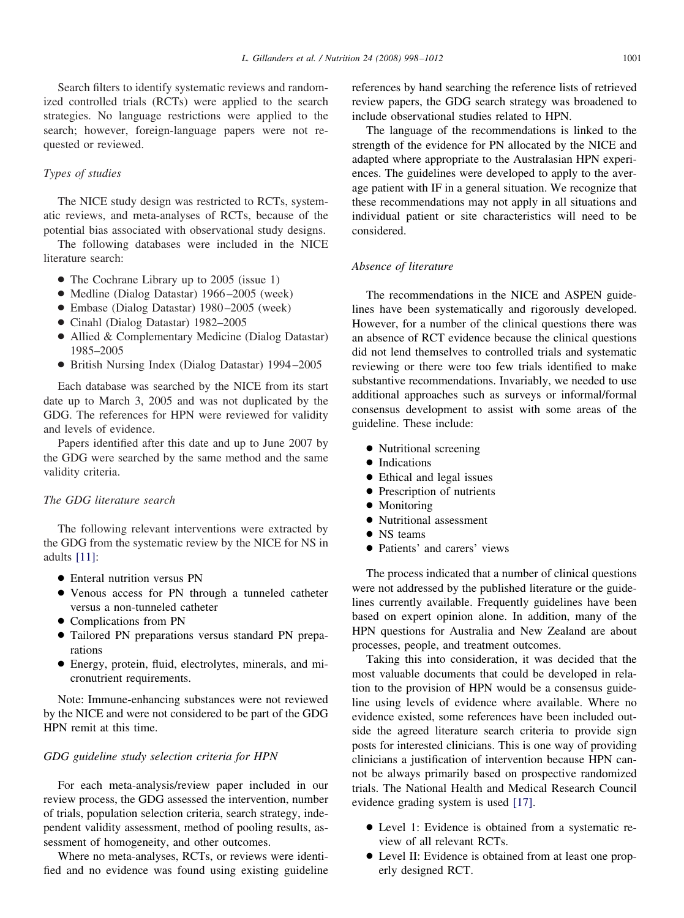Search filters to identify systematic reviews and randomized controlled trials (RCTs) were applied to the search strategies. No language restrictions were applied to the search; however, foreign-language papers were not requested or reviewed.

### *Types of studies*

The NICE study design was restricted to RCTs, systematic reviews, and meta-analyses of RCTs, because of the potential bias associated with observational study designs.

The following databases were included in the NICE literature search:

- The Cochrane Library up to 2005 (issue 1)
- Medline (Dialog Datastar) 1966–2005 (week)
- Embase (Dialog Datastar) 1980–2005 (week)
- Cinahl (Dialog Datastar) 1982–2005
- Allied & Complementary Medicine (Dialog Datastar) 1985–2005
- British Nursing Index (Dialog Datastar) 1994–2005

Each database was searched by the NICE from its start date up to March 3, 2005 and was not duplicated by the GDG. The references for HPN were reviewed for validity and levels of evidence.

Papers identified after this date and up to June 2007 by the GDG were searched by the same method and the same validity criteria.

### *The GDG literature search*

The following relevant interventions were extracted by the GDG from the systematic review by the NICE for NS in adults [11]:

- Enteral nutrition versus PN
- Venous access for PN through a tunneled catheter versus a non-tunneled catheter
- Complications from PN
- Tailored PN preparations versus standard PN preparations
- Energy, protein, fluid, electrolytes, minerals, and micronutrient requirements.

Note: Immune-enhancing substances were not reviewed by the NICE and were not considered to be part of the GDG HPN remit at this time.

### *GDG guideline study selection criteria for HPN*

For each meta-analysis/review paper included in our review process, the GDG assessed the intervention, number of trials, population selection criteria, search strategy, independent validity assessment, method of pooling results, assessment of homogeneity, and other outcomes.

Where no meta-analyses, RCTs, or reviews were identified and no evidence was found using existing guideline references by hand searching the reference lists of retrieved review papers, the GDG search strategy was broadened to include observational studies related to HPN.

The language of the recommendations is linked to the strength of the evidence for PN allocated by the NICE and adapted where appropriate to the Australasian HPN experiences. The guidelines were developed to apply to the average patient with IF in a general situation. We recognize that these recommendations may not apply in all situations and individual patient or site characteristics will need to be considered.

### *Absence of literature*

The recommendations in the NICE and ASPEN guidelines have been systematically and rigorously developed. However, for a number of the clinical questions there was an absence of RCT evidence because the clinical questions did not lend themselves to controlled trials and systematic reviewing or there were too few trials identified to make substantive recommendations. Invariably, we needed to use additional approaches such as surveys or informal/formal consensus development to assist with some areas of the guideline. These include:

- Nutritional screening
- Indications
- Ethical and legal issues
- Prescription of nutrients
- Monitoring
- Nutritional assessment
- NS teams
- Patients' and carers' views

The process indicated that a number of clinical questions were not addressed by the published literature or the guidelines currently available. Frequently guidelines have been based on expert opinion alone. In addition, many of the HPN questions for Australia and New Zealand are about processes, people, and treatment outcomes.

Taking this into consideration, it was decided that the most valuable documents that could be developed in relation to the provision of HPN would be a consensus guideline using levels of evidence where available. Where no evidence existed, some references have been included outside the agreed literature search criteria to provide sign posts for interested clinicians. This is one way of providing clinicians a justification of intervention because HPN cannot be always primarily based on prospective randomized trials. The National Health and Medical Research Council evidence grading system is used [17].

- Level 1: Evidence is obtained from a systematic review of all relevant RCTs.
- Level II: Evidence is obtained from at least one properly designed RCT.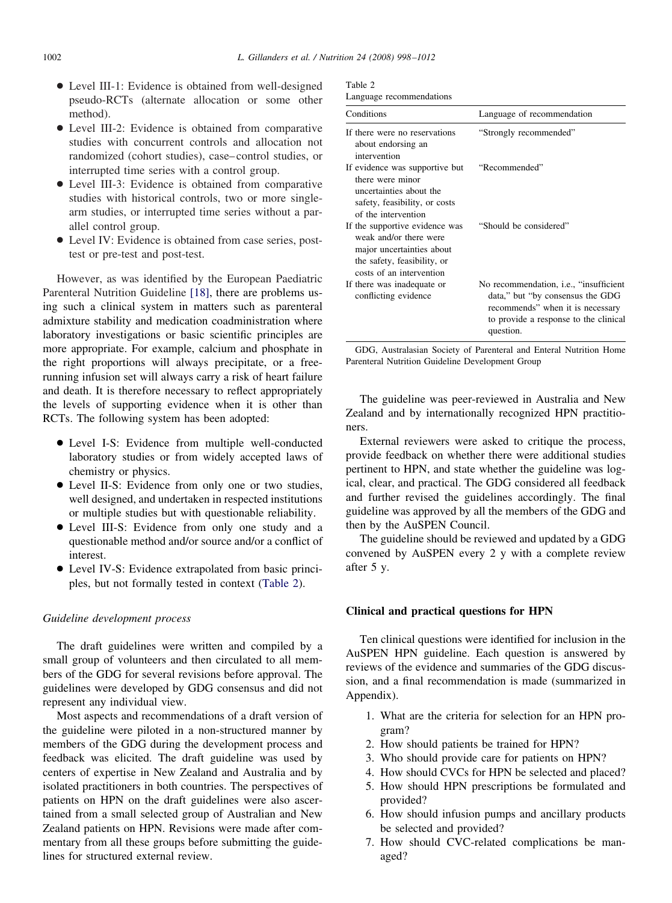- Level III-1: Evidence is obtained from well-designed pseudo-RCTs (alternate allocation or some other method).
- Level III-2: Evidence is obtained from comparative studies with concurrent controls and allocation not randomized (cohort studies), case–control studies, or interrupted time series with a control group.
- Level III-3: Evidence is obtained from comparative studies with historical controls, two or more single-arm studies, or interrupted time series without a parallel control group.
- Level IV: Evidence is obtained from case series, post-test or pre-test and post-test.

However, as was identified by the European Paediatric Parenteral Nutrition Guideline [18], there are problems using such a clinical system in matters such as parenteral admixture stability and medication coadministration where laboratory investigations or basic scientific principles are more appropriate. For example, calcium and phosphate in the right proportions will always precipitate, or a free-running infusion set will always carry a risk of heart failure and death. It is therefore necessary to reflect appropriately the levels of supporting evidence when it is other than RCTs. The following system has been adopted:

- Level I-S: Evidence from multiple well-conducted laboratory studies or from widely accepted laws of chemistry or physics.
- Level II-S: Evidence from only one or two studies, well designed, and undertaken in respected institutions or multiple studies but with questionable reliability.
- Level III-S: Evidence from only one study and a questionable method and/or source and/or a conflict of interest.
- Level IV-S: Evidence extrapolated from basic principles, but not formally tested in context (Table 2).

Table 2
Language recommendations

| Conditions | Language of recommendation |
|---|---|
| If there were no reservations about endorsing an intervention | "Strongly recommended" |
| If evidence was supportive but there were minor uncertainties about the safety, feasibility, or costs of the intervention | "Recommended" |
| If the supportive evidence was weak and/or there were major uncertainties about the safety, feasibility, or costs of an intervention | "Should be considered" |
| If there was inadequate or conflicting evidence | No recommendation, i.e., "insufficient data," but "by consensus the GDG recommends" when it is necessary to provide a response to the clinical question. |

GDG, Australasian Society of Parenteral and Enteral Nutrition Home Parenteral Nutrition Guideline Development Group

*Guideline development process*

The draft guidelines were written and compiled by a small group of volunteers and then circulated to all members of the GDG for several revisions before approval. The guidelines were developed by GDG consensus and did not represent any individual view.

Most aspects and recommendations of a draft version of the guideline were piloted in a non-structured manner by members of the GDG during the development process and feedback was elicited. The draft guideline was used by centers of expertise in New Zealand and Australia and by isolated practitioners in both countries. The perspectives of patients on HPN on the draft guidelines were also ascertained from a small selected group of Australian and New Zealand patients on HPN. Revisions were made after commentary from all these groups before submitting the guidelines for structured external review.

The guideline was peer-reviewed in Australia and New Zealand and by internationally recognized HPN practitioners.

External reviewers were asked to critique the process, provide feedback on whether there were additional studies pertinent to HPN, and state whether the guideline was logical, clear, and practical. The GDG considered all feedback and further revised the guidelines accordingly. The final guideline was approved by all the members of the GDG and then by the AuSPEN Council.

The guideline should be reviewed and updated by a GDG convened by AuSPEN every 2 y with a complete review after 5 y.

## Clinical and practical questions for HPN

Ten clinical questions were identified for inclusion in the AuSPEN HPN guideline. Each question is answered by reviews of the evidence and summaries of the GDG discussion, and a final recommendation is made (summarized in Appendix).

1. What are the criteria for selection for an HPN program?
2. How should patients be trained for HPN?
3. Who should provide care for patients on HPN?
4. How should CVCs for HPN be selected and placed?
5. How should HPN prescriptions be formulated and provided?
6. How should infusion pumps and ancillary products be selected and provided?
7. How should CVC-related complications be managed?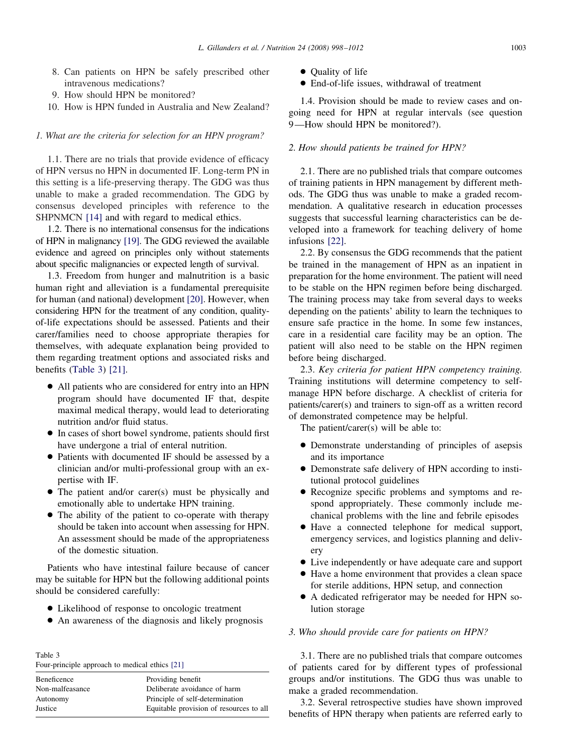8. Can patients on HPN be safely prescribed other intravenous medications?
9. How should HPN be monitored?
10. How is HPN funded in Australia and New Zealand?

*1. What are the criteria for selection for an HPN program?*

1.1. There are no trials that provide evidence of efficacy of HPN versus no HPN in documented IF. Long-term PN in this setting is a life-preserving therapy. The GDG was thus unable to make a graded recommendation. The GDG by consensus developed principles with reference to the SHPNMCN [14] and with regard to medical ethics.

1.2. There is no international consensus for the indications of HPN in malignancy [19]. The GDG reviewed the available evidence and agreed on principles only without statements about specific malignancies or expected length of survival.

1.3. Freedom from hunger and malnutrition is a basic human right and alleviation is a fundamental prerequisite for human (and national) development [20]. However, when considering HPN for the treatment of any condition, quality-of-life expectations should be assessed. Patients and their carer/families need to choose appropriate therapies for themselves, with adequate explanation being provided to them regarding treatment options and associated risks and benefits (Table 3) [21].

- All patients who are considered for entry into an HPN program should have documented IF that, despite maximal medical therapy, would lead to deteriorating nutrition and/or fluid status.
- In cases of short bowel syndrome, patients should first have undergone a trial of enteral nutrition.
- Patients with documented IF should be assessed by a clinician and/or multi-professional group with an expertise with IF.
- The patient and/or carer(s) must be physically and emotionally able to undertake HPN training.
- The ability of the patient to co-operate with therapy should be taken into account when assessing for HPN. An assessment should be made of the appropriateness of the domestic situation.

Patients who have intestinal failure because of cancer may be suitable for HPN but the following additional points should be considered carefully:

- Likelihood of response to oncologic treatment
- An awareness of the diagnosis and likely prognosis
- Quality of life
- End-of-life issues, withdrawal of treatment

1.4. Provision should be made to review cases and ongoing need for HPN at regular intervals (see question 9—How should HPN be monitored?).

Table 3
Four-principle approach to medical ethics [21]

| | |
|---|---|
| Beneficence | Providing benefit |
| Non-malfeasance | Deliberate avoidance of harm |
| Autonomy | Principle of self-determination |
| Justice | Equitable provision of resources to all |

*2. How should patients be trained for HPN?*

2.1. There are no published trials that compare outcomes of training patients in HPN management by different methods. The GDG thus was unable to make a graded recommendation. A qualitative research in education processes suggests that successful learning characteristics can be developed into a framework for teaching delivery of home infusions [22].

2.2. By consensus the GDG recommends that the patient be trained in the management of HPN as an inpatient in preparation for the home environment. The patient will need to be stable on the HPN regimen before being discharged. The training process may take from several days to weeks depending on the patients' ability to learn the techniques to ensure safe practice in the home. In some few instances, care in a residential care facility may be an option. The patient will also need to be stable on the HPN regimen before being discharged.

2.3. *Key criteria for patient HPN competency training.* Training institutions will determine competency to self-manage HPN before discharge. A checklist of criteria for patients/carer(s) and trainers to sign-off as a written record of demonstrated competence may be helpful.

The patient/carer(s) will be able to:

- Demonstrate understanding of principles of asepsis and its importance
- Demonstrate safe delivery of HPN according to institutional protocol guidelines
- Recognize specific problems and symptoms and respond appropriately. These commonly include mechanical problems with the line and febrile episodes
- Have a connected telephone for medical support, emergency services, and logistics planning and delivery
- Live independently or have adequate care and support
- Have a home environment that provides a clean space for sterile additions, HPN setup, and connection
- A dedicated refrigerator may be needed for HPN solution storage

*3. Who should provide care for patients on HPN?*

3.1. There are no published trials that compare outcomes of patients cared for by different types of professional groups and/or institutions. The GDG thus was unable to make a graded recommendation.

3.2. Several retrospective studies have shown improved benefits of HPN therapy when patients are referred early to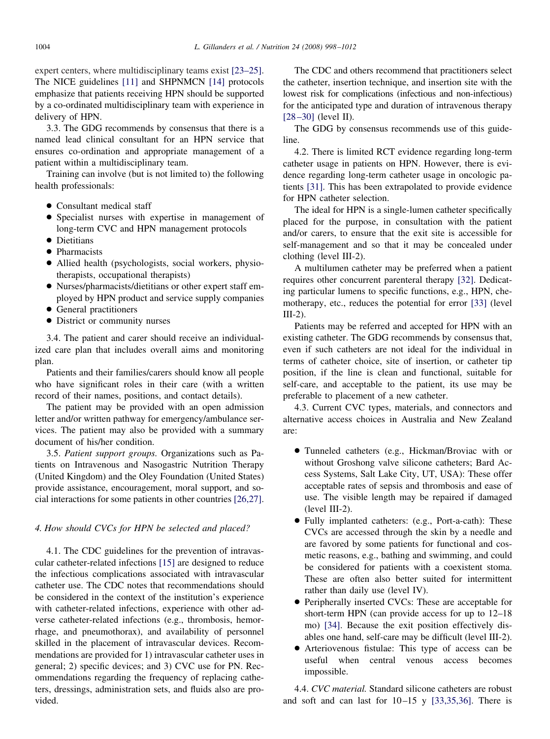expert centers, where multidisciplinary teams exist [23–25]. The NICE guidelines [11] and SHPNMCN [14] protocols emphasize that patients receiving HPN should be supported by a co-ordinated multidisciplinary team with experience in delivery of HPN.

3.3. The GDG recommends by consensus that there is a named lead clinical consultant for an HPN service that ensures co-ordination and appropriate management of a patient within a multidisciplinary team.

Training can involve (but is not limited to) the following health professionals:

- Consultant medical staff
- Specialist nurses with expertise in management of long-term CVC and HPN management protocols
- Dietitians
- Pharmacists
- Allied health (psychologists, social workers, physiotherapists, occupational therapists)
- Nurses/pharmacists/dietitians or other expert staff employed by HPN product and service supply companies
- General practitioners
- District or community nurses

3.4. The patient and carer should receive an individualized care plan that includes overall aims and monitoring plan.

Patients and their families/carers should know all people who have significant roles in their care (with a written record of their names, positions, and contact details).

The patient may be provided with an open admission letter and/or written pathway for emergency/ambulance services. The patient may also be provided with a summary document of his/her condition.

3.5. *Patient support groups.* Organizations such as Patients on Intravenous and Nasogastric Nutrition Therapy (United Kingdom) and the Oley Foundation (United States) provide assistance, encouragement, moral support, and social interactions for some patients in other countries [26,27].

## *4. How should CVCs for HPN be selected and placed?*

4.1. The CDC guidelines for the prevention of intravascular catheter-related infections [15] are designed to reduce the infectious complications associated with intravascular catheter use. The CDC notes that recommendations should be considered in the context of the institution's experience with catheter-related infections, experience with other adverse catheter-related infections (e.g., thrombosis, hemorrhage, and pneumothorax), and availability of personnel skilled in the placement of intravascular devices. Recommendations are provided for 1) intravascular catheter uses in general; 2) specific devices; and 3) CVC use for PN. Recommendations regarding the frequency of replacing catheters, dressings, administration sets, and fluids also are provided.

The CDC and others recommend that practitioners select the catheter, insertion technique, and insertion site with the lowest risk for complications (infectious and non-infectious) for the anticipated type and duration of intravenous therapy [28–30] (level II).

The GDG by consensus recommends use of this guideline.

4.2. There is limited RCT evidence regarding long-term catheter usage in patients on HPN. However, there is evidence regarding long-term catheter usage in oncologic patients [31]. This has been extrapolated to provide evidence for HPN catheter selection.

The ideal for HPN is a single-lumen catheter specifically placed for the purpose, in consultation with the patient and/or carers, to ensure that the exit site is accessible for self-management and so that it may be concealed under clothing (level III-2).

A multilumen catheter may be preferred when a patient requires other concurrent parenteral therapy [32]. Dedicating particular lumens to specific functions, e.g., HPN, chemotherapy, etc., reduces the potential for error [33] (level III-2).

Patients may be referred and accepted for HPN with an existing catheter. The GDG recommends by consensus that, even if such catheters are not ideal for the individual in terms of catheter choice, site of insertion, or catheter tip position, if the line is clean and functional, suitable for self-care, and acceptable to the patient, its use may be preferable to placement of a new catheter.

4.3. Current CVC types, materials, and connectors and alternative access choices in Australia and New Zealand are:

- Tunneled catheters (e.g., Hickman/Broviac with or without Groshong valve silicone catheters; Bard Access Systems, Salt Lake City, UT, USA): These offer acceptable rates of sepsis and thrombosis and ease of use. The visible length may be repaired if damaged (level III-2).
- Fully implanted catheters: (e.g., Port-a-cath): These CVCs are accessed through the skin by a needle and are favored by some patients for functional and cosmetic reasons, e.g., bathing and swimming, and could be considered for patients with a coexistent stoma. These are often also better suited for intermittent rather than daily use (level IV).
- Peripherally inserted CVCs: These are acceptable for short-term HPN (can provide access for up to 12–18 mo) [34]. Because the exit position effectively disables one hand, self-care may be difficult (level III-2).
- Arteriovenous fistulae: This type of access can be useful when central venous access becomes impossible.

4.4. *CVC material.* Standard silicone catheters are robust and soft and can last for 10–15 y [33,35,36]. There is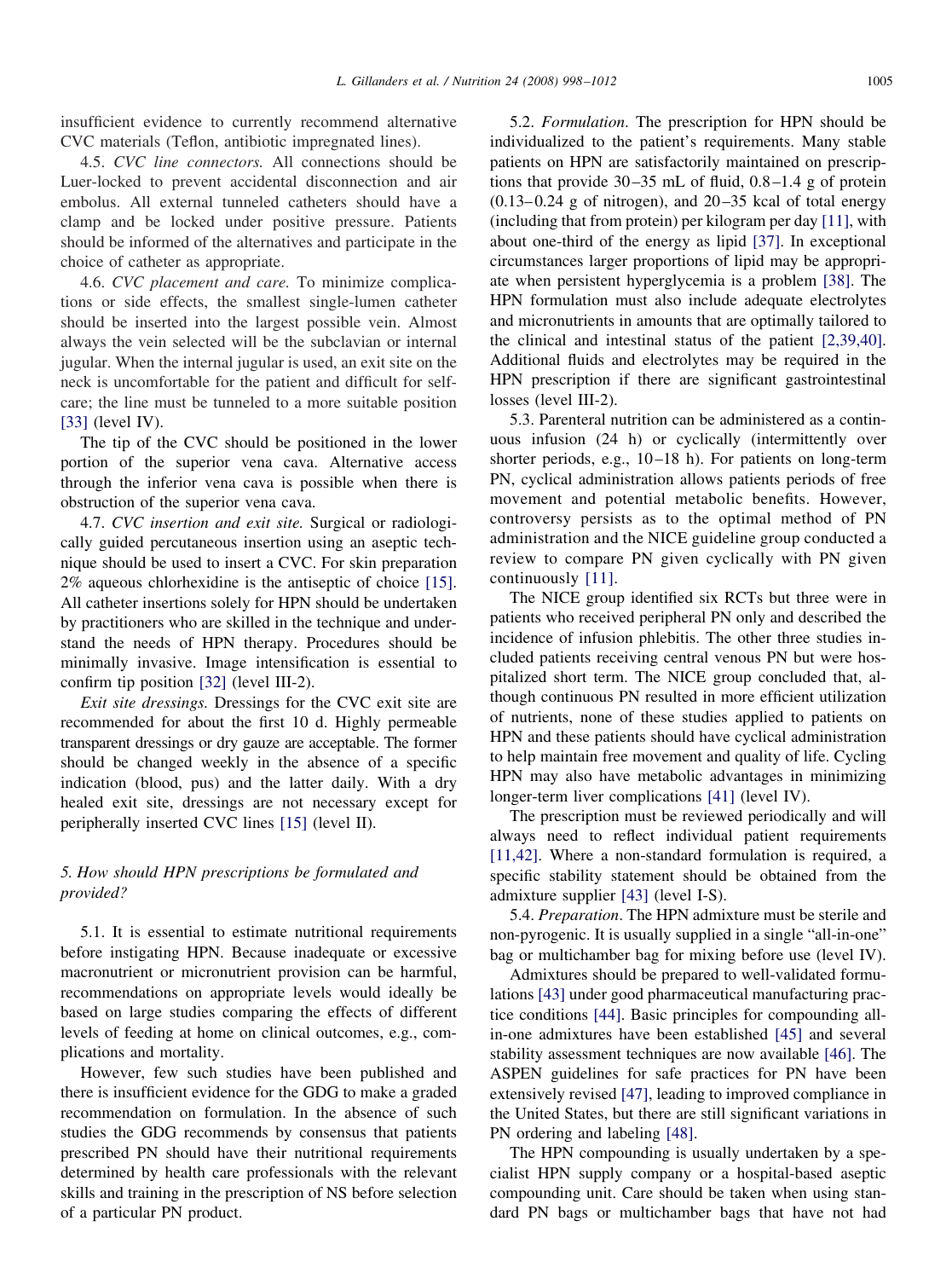insufficient evidence to currently recommend alternative CVC materials (Teflon, antibiotic impregnated lines).

4.5. *CVC line connectors.* All connections should be Luer-locked to prevent accidental disconnection and air embolus. All external tunneled catheters should have a clamp and be locked under positive pressure. Patients should be informed of the alternatives and participate in the choice of catheter as appropriate.

4.6. *CVC placement and care.* To minimize complications or side effects, the smallest single-lumen catheter should be inserted into the largest possible vein. Almost always the vein selected will be the subclavian or internal jugular. When the internal jugular is used, an exit site on the neck is uncomfortable for the patient and difficult for self-care; the line must be tunneled to a more suitable position [33] (level IV).

The tip of the CVC should be positioned in the lower portion of the superior vena cava. Alternative access through the inferior vena cava is possible when there is obstruction of the superior vena cava.

4.7. *CVC insertion and exit site.* Surgical or radiologically guided percutaneous insertion using an aseptic technique should be used to insert a CVC. For skin preparation 2% aqueous chlorhexidine is the antiseptic of choice [15]. All catheter insertions solely for HPN should be undertaken by practitioners who are skilled in the technique and understand the needs of HPN therapy. Procedures should be minimally invasive. Image intensification is essential to confirm tip position [32] (level III-2).

*Exit site dressings.* Dressings for the CVC exit site are recommended for about the first 10 d. Highly permeable transparent dressings or dry gauze are acceptable. The former should be changed weekly in the absence of a specific indication (blood, pus) and the latter daily. With a dry healed exit site, dressings are not necessary except for peripherally inserted CVC lines [15] (level II).

## 5. How should HPN prescriptions be formulated and provided?

5.1. It is essential to estimate nutritional requirements before instigating HPN. Because inadequate or excessive macronutrient or micronutrient provision can be harmful, recommendations on appropriate levels would ideally be based on large studies comparing the effects of different levels of feeding at home on clinical outcomes, e.g., complications and mortality.

However, few such studies have been published and there is insufficient evidence for the GDG to make a graded recommendation on formulation. In the absence of such studies the GDG recommends by consensus that patients prescribed PN should have their nutritional requirements determined by health care professionals with the relevant skills and training in the prescription of NS before selection of a particular PN product.

5.2. *Formulation.* The prescription for HPN should be individualized to the patient's requirements. Many stable patients on HPN are satisfactorily maintained on prescriptions that provide 30–35 mL of fluid, 0.8–1.4 g of protein (0.13–0.24 g of nitrogen), and 20–35 kcal of total energy (including that from protein) per kilogram per day [11], with about one-third of the energy as lipid [37]. In exceptional circumstances larger proportions of lipid may be appropriate when persistent hyperglycemia is a problem [38]. The HPN formulation must also include adequate electrolytes and micronutrients in amounts that are optimally tailored to the clinical and intestinal status of the patient [2,39,40]. Additional fluids and electrolytes may be required in the HPN prescription if there are significant gastrointestinal losses (level III-2).

5.3. Parenteral nutrition can be administered as a continuous infusion (24 h) or cyclically (intermittently over shorter periods, e.g., 10–18 h). For patients on long-term PN, cyclical administration allows patients periods of free movement and potential metabolic benefits. However, controversy persists as to the optimal method of PN administration and the NICE guideline group conducted a review to compare PN given cyclically with PN given continuously [11].

The NICE group identified six RCTs but three were in patients who received peripheral PN only and described the incidence of infusion phlebitis. The other three studies included patients receiving central venous PN but were hospitalized short term. The NICE group concluded that, although continuous PN resulted in more efficient utilization of nutrients, none of these studies applied to patients on HPN and these patients should have cyclical administration to help maintain free movement and quality of life. Cycling HPN may also have metabolic advantages in minimizing longer-term liver complications [41] (level IV).

The prescription must be reviewed periodically and will always need to reflect individual patient requirements [11,42]. Where a non-standard formulation is required, a specific stability statement should be obtained from the admixture supplier [43] (level I-S).

5.4. *Preparation.* The HPN admixture must be sterile and non-pyrogenic. It is usually supplied in a single "all-in-one" bag or multichamber bag for mixing before use (level IV).

Admixtures should be prepared to well-validated formulations [43] under good pharmaceutical manufacturing practice conditions [44]. Basic principles for compounding all-in-one admixtures have been established [45] and several stability assessment techniques are now available [46]. The ASPEN guidelines for safe practices for PN have been extensively revised [47], leading to improved compliance in the United States, but there are still significant variations in PN ordering and labeling [48].

The HPN compounding is usually undertaken by a specialist HPN supply company or a hospital-based aseptic compounding unit. Care should be taken when using standard PN bags or multichamber bags that have not had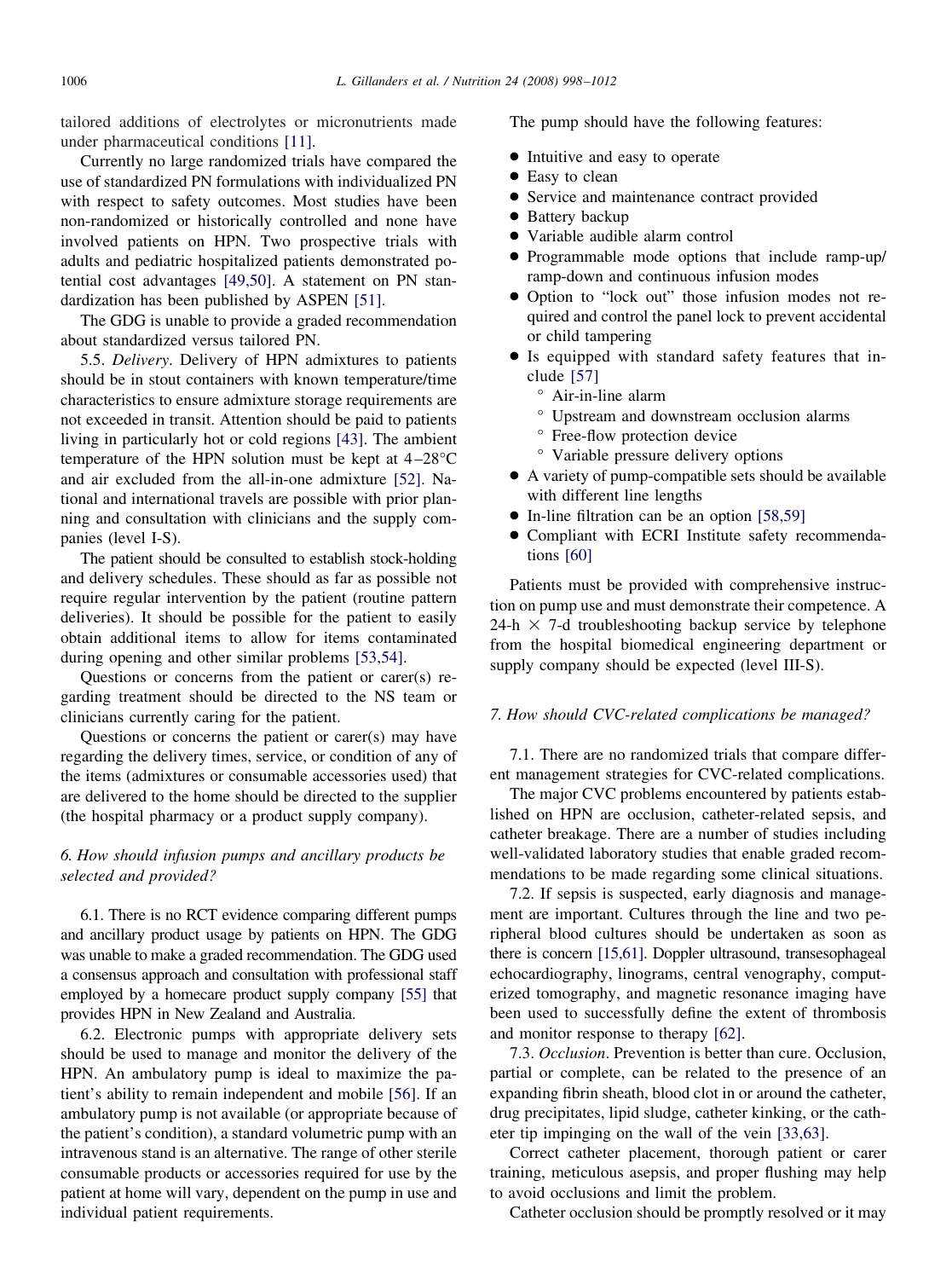tailored additions of electrolytes or micronutrients made under pharmaceutical conditions [11].

Currently no large randomized trials have compared the use of standardized PN formulations with individualized PN with respect to safety outcomes. Most studies have been non-randomized or historically controlled and none have involved patients on HPN. Two prospective trials with adults and pediatric hospitalized patients demonstrated potential cost advantages [49,50]. A statement on PN standardization has been published by ASPEN [51].

The GDG is unable to provide a graded recommendation about standardized versus tailored PN.

5.5. *Delivery*. Delivery of HPN admixtures to patients should be in stout containers with known temperature/time characteristics to ensure admixture storage requirements are not exceeded in transit. Attention should be paid to patients living in particularly hot or cold regions [43]. The ambient temperature of the HPN solution must be kept at 4–28°C and air excluded from the all-in-one admixture [52]. National and international travels are possible with prior planning and consultation with clinicians and the supply companies (level I-S).

The patient should be consulted to establish stock-holding and delivery schedules. These should as far as possible not require regular intervention by the patient (routine pattern deliveries). It should be possible for the patient to easily obtain additional items to allow for items contaminated during opening and other similar problems [53,54].

Questions or concerns from the patient or carer(s) regarding treatment should be directed to the NS team or clinicians currently caring for the patient.

Questions or concerns the patient or carer(s) may have regarding the delivery times, service, or condition of any of the items (admixtures or consumable accessories used) that are delivered to the home should be directed to the supplier (the hospital pharmacy or a product supply company).

## *6. How should infusion pumps and ancillary products be selected and provided?*

6.1. There is no RCT evidence comparing different pumps and ancillary product usage by patients on HPN. The GDG was unable to make a graded recommendation. The GDG used a consensus approach and consultation with professional staff employed by a homecare product supply company [55] that provides HPN in New Zealand and Australia.

6.2. Electronic pumps with appropriate delivery sets should be used to manage and monitor the delivery of the HPN. An ambulatory pump is ideal to maximize the patient's ability to remain independent and mobile [56]. If an ambulatory pump is not available (or appropriate because of the patient's condition), a standard volumetric pump with an intravenous stand is an alternative. The range of other sterile consumable products or accessories required for use by the patient at home will vary, dependent on the pump in use and individual patient requirements.

The pump should have the following features:

- Intuitive and easy to operate
- Easy to clean
- Service and maintenance contract provided
- Battery backup
- Variable audible alarm control
- Programmable mode options that include ramp-up/ramp-down and continuous infusion modes
- Option to "lock out" those infusion modes not required and control the panel lock to prevent accidental or child tampering
- Is equipped with standard safety features that include [57]
  - Air-in-line alarm
  - Upstream and downstream occlusion alarms
  - Free-flow protection device
  - Variable pressure delivery options
- A variety of pump-compatible sets should be available with different line lengths
- In-line filtration can be an option [58,59]
- Compliant with ECRI Institute safety recommendations [60]

Patients must be provided with comprehensive instruction on pump use and must demonstrate their competence. A 24-h × 7-d troubleshooting backup service by telephone from the hospital biomedical engineering department or supply company should be expected (level III-S).

## *7. How should CVC-related complications be managed?*

7.1. There are no randomized trials that compare different management strategies for CVC-related complications.

The major CVC problems encountered by patients established on HPN are occlusion, catheter-related sepsis, and catheter breakage. There are a number of studies including well-validated laboratory studies that enable graded recommendations to be made regarding some clinical situations.

7.2. If sepsis is suspected, early diagnosis and management are important. Cultures through the line and two peripheral blood cultures should be undertaken as soon as there is concern [15,61]. Doppler ultrasound, transesophageal echocardiography, linograms, central venography, computerized tomography, and magnetic resonance imaging have been used to successfully define the extent of thrombosis and monitor response to therapy [62].

7.3. *Occlusion*. Prevention is better than cure. Occlusion, partial or complete, can be related to the presence of an expanding fibrin sheath, blood clot in or around the catheter, drug precipitates, lipid sludge, catheter kinking, or the catheter tip impinging on the wall of the vein [33,63].

Correct catheter placement, thorough patient or carer training, meticulous asepsis, and proper flushing may help to avoid occlusions and limit the problem.

Catheter occlusion should be promptly resolved or it may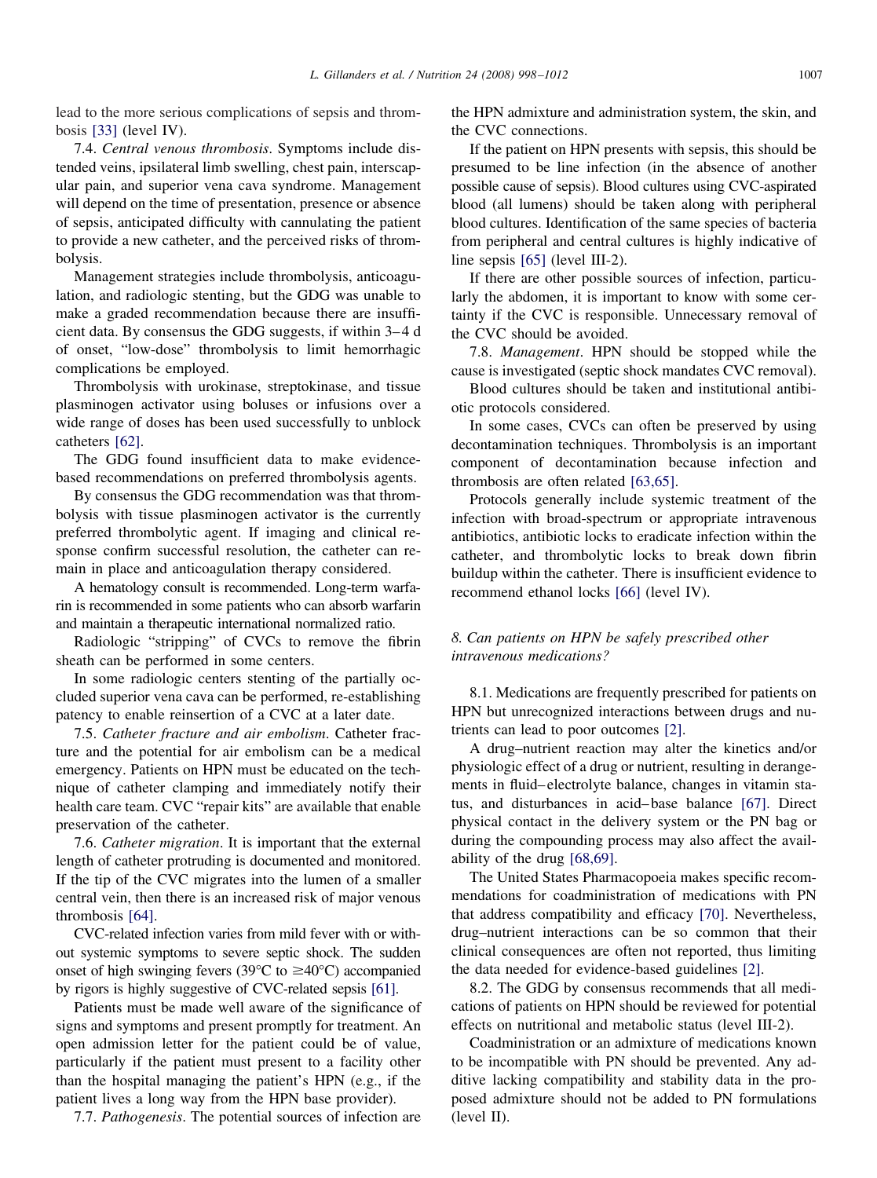lead to the more serious complications of sepsis and thrombosis [33] (level IV).

7.4. *Central venous thrombosis*. Symptoms include distended veins, ipsilateral limb swelling, chest pain, interscapular pain, and superior vena cava syndrome. Management will depend on the time of presentation, presence or absence of sepsis, anticipated difficulty with cannulating the patient to provide a new catheter, and the perceived risks of thrombolysis.

Management strategies include thrombolysis, anticoagulation, and radiologic stenting, but the GDG was unable to make a graded recommendation because there are insufficient data. By consensus the GDG suggests, if within 3–4 d of onset, "low-dose" thrombolysis to limit hemorrhagic complications be employed.

Thrombolysis with urokinase, streptokinase, and tissue plasminogen activator using boluses or infusions over a wide range of doses has been used successfully to unblock catheters [62].

The GDG found insufficient data to make evidence-based recommendations on preferred thrombolysis agents.

By consensus the GDG recommendation was that thrombolysis with tissue plasminogen activator is the currently preferred thrombolytic agent. If imaging and clinical response confirm successful resolution, the catheter can remain in place and anticoagulation therapy considered.

A hematology consult is recommended. Long-term warfarin is recommended in some patients who can absorb warfarin and maintain a therapeutic international normalized ratio.

Radiologic "stripping" of CVCs to remove the fibrin sheath can be performed in some centers.

In some radiologic centers stenting of the partially occluded superior vena cava can be performed, re-establishing patency to enable reinsertion of a CVC at a later date.

7.5. *Catheter fracture and air embolism*. Catheter fracture and the potential for air embolism can be a medical emergency. Patients on HPN must be educated on the technique of catheter clamping and immediately notify their health care team. CVC "repair kits" are available that enable preservation of the catheter.

7.6. *Catheter migration*. It is important that the external length of catheter protruding is documented and monitored. If the tip of the CVC migrates into the lumen of a smaller central vein, then there is an increased risk of major venous thrombosis [64].

CVC-related infection varies from mild fever with or without systemic symptoms to severe septic shock. The sudden onset of high swinging fevers (39°C to ≥40°C) accompanied by rigors is highly suggestive of CVC-related sepsis [61].

Patients must be made well aware of the significance of signs and symptoms and present promptly for treatment. An open admission letter for the patient could be of value, particularly if the patient must present to a facility other than the hospital managing the patient's HPN (e.g., if the patient lives a long way from the HPN base provider).

7.7. *Pathogenesis*. The potential sources of infection are the HPN admixture and administration system, the skin, and the CVC connections.

If the patient on HPN presents with sepsis, this should be presumed to be line infection (in the absence of another possible cause of sepsis). Blood cultures using CVC-aspirated blood (all lumens) should be taken along with peripheral blood cultures. Identification of the same species of bacteria from peripheral and central cultures is highly indicative of line sepsis [65] (level III-2).

If there are other possible sources of infection, particularly the abdomen, it is important to know with some certainty if the CVC is responsible. Unnecessary removal of the CVC should be avoided.

7.8. *Management*. HPN should be stopped while the cause is investigated (septic shock mandates CVC removal).

Blood cultures should be taken and institutional antibiotic protocols considered.

In some cases, CVCs can often be preserved by using decontamination techniques. Thrombolysis is an important component of decontamination because infection and thrombosis are often related [63,65].

Protocols generally include systemic treatment of the infection with broad-spectrum or appropriate intravenous antibiotics, antibiotic locks to eradicate infection within the catheter, and thrombolytic locks to break down fibrin buildup within the catheter. There is insufficient evidence to recommend ethanol locks [66] (level IV).

### *8. Can patients on HPN be safely prescribed other intravenous medications?*

8.1. Medications are frequently prescribed for patients on HPN but unrecognized interactions between drugs and nutrients can lead to poor outcomes [2].

A drug–nutrient reaction may alter the kinetics and/or physiologic effect of a drug or nutrient, resulting in derangements in fluid–electrolyte balance, changes in vitamin status, and disturbances in acid–base balance [67]. Direct physical contact in the delivery system or the PN bag or during the compounding process may also affect the availability of the drug [68,69].

The United States Pharmacopoeia makes specific recommendations for coadministration of medications with PN that address compatibility and efficacy [70]. Nevertheless, drug–nutrient interactions can be so common that their clinical consequences are often not reported, thus limiting the data needed for evidence-based guidelines [2].

8.2. The GDG by consensus recommends that all medications of patients on HPN should be reviewed for potential effects on nutritional and metabolic status (level III-2).

Coadministration or an admixture of medications known to be incompatible with PN should be prevented. Any additive lacking compatibility and stability data in the proposed admixture should not be added to PN formulations (level II).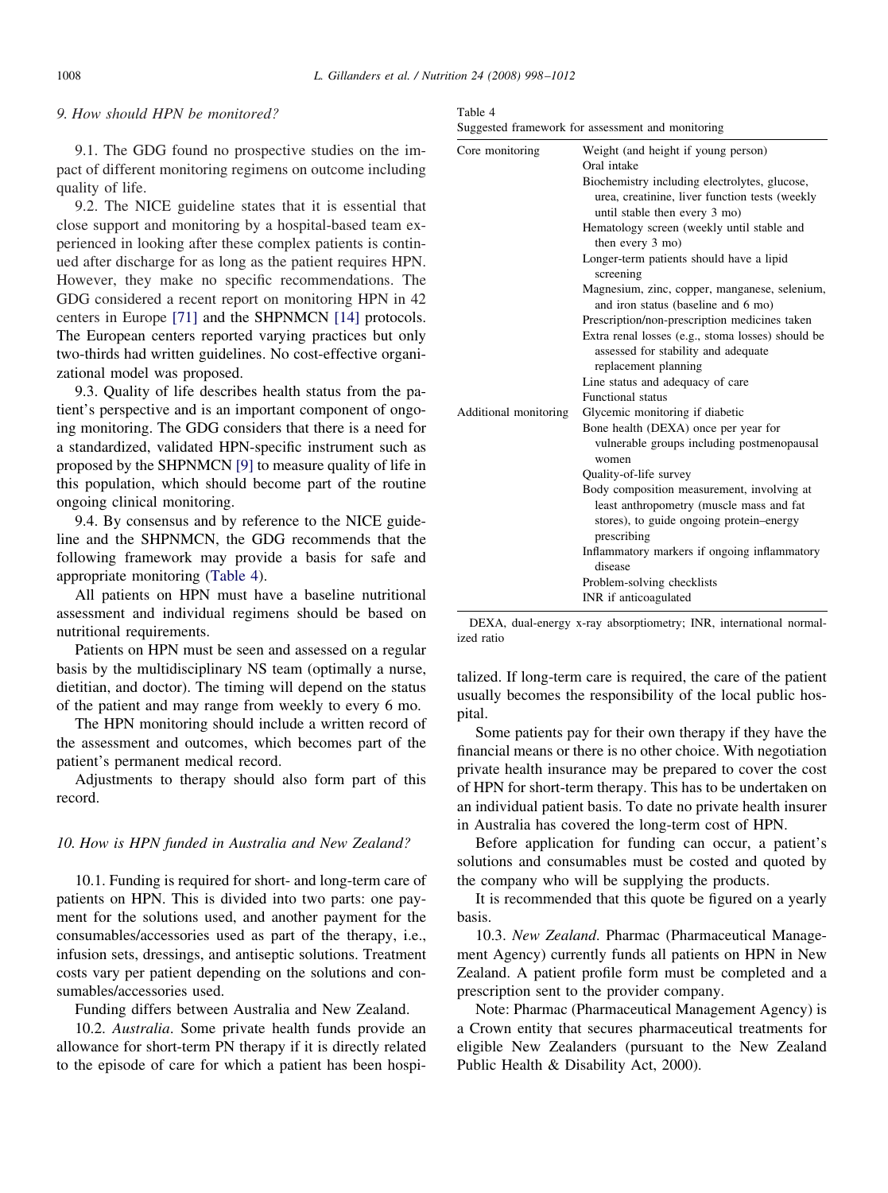### 9. How should HPN be monitored?

9.1. The GDG found no prospective studies on the impact of different monitoring regimens on outcome including quality of life.

9.2. The NICE guideline states that it is essential that close support and monitoring by a hospital-based team experienced in looking after these complex patients is continued after discharge for as long as the patient requires HPN. However, they make no specific recommendations. The GDG considered a recent report on monitoring HPN in 42 centers in Europe [71] and the SHPNMCN [14] protocols. The European centers reported varying practices but only two-thirds had written guidelines. No cost-effective organizational model was proposed.

9.3. Quality of life describes health status from the patient's perspective and is an important component of ongoing monitoring. The GDG considers that there is a need for a standardized, validated HPN-specific instrument such as proposed by the SHPNMCN [9] to measure quality of life in this population, which should become part of the routine ongoing clinical monitoring.

9.4. By consensus and by reference to the NICE guideline and the SHPNMCN, the GDG recommends that the following framework may provide a basis for safe and appropriate monitoring (Table 4).

All patients on HPN must have a baseline nutritional assessment and individual regimens should be based on nutritional requirements.

Patients on HPN must be seen and assessed on a regular basis by the multidisciplinary NS team (optimally a nurse, dietitian, and doctor). The timing will depend on the status of the patient and may range from weekly to every 6 mo.

The HPN monitoring should include a written record of the assessment and outcomes, which becomes part of the patient's permanent medical record.

Adjustments to therapy should also form part of this record.

Table 4
Suggested framework for assessment and monitoring

| | |
|---|---|
| Core monitoring | Weight (and height if young person) |
| | Oral intake |
| | Biochemistry including electrolytes, glucose, urea, creatinine, liver function tests (weekly until stable then every 3 mo) |
| | Hematology screen (weekly until stable and then every 3 mo) |
| | Longer-term patients should have a lipid screening |
| | Magnesium, zinc, copper, manganese, selenium, and iron status (baseline and 6 mo) |
| | Prescription/non-prescription medicines taken |
| | Extra renal losses (e.g., stoma losses) should be assessed for stability and adequate replacement planning |
| | Line status and adequacy of care |
| | Functional status |
| Additional monitoring | Glycemic monitoring if diabetic |
| | Bone health (DEXA) once per year for vulnerable groups including postmenopausal women |
| | Quality-of-life survey |
| | Body composition measurement, involving at least anthropometry (muscle mass and fat stores), to guide ongoing protein–energy prescribing |
| | Inflammatory markers if ongoing inflammatory disease |
| | Problem-solving checklists |
| | INR if anticoagulated |

DEXA, dual-energy x-ray absorptiometry; INR, international normalized ratio

### 10. How is HPN funded in Australia and New Zealand?

10.1. Funding is required for short- and long-term care of patients on HPN. This is divided into two parts: one payment for the solutions used, and another payment for the consumables/accessories used as part of the therapy, i.e., infusion sets, dressings, and antiseptic solutions. Treatment costs vary per patient depending on the solutions and consumables/accessories used.

Funding differs between Australia and New Zealand.

10.2. *Australia*. Some private health funds provide an allowance for short-term PN therapy if it is directly related to the episode of care for which a patient has been hospitalized. If long-term care is required, the care of the patient usually becomes the responsibility of the local public hospital.

Some patients pay for their own therapy if they have the financial means or there is no other choice. With negotiation private health insurance may be prepared to cover the cost of HPN for short-term therapy. This has to be undertaken on an individual patient basis. To date no private health insurer in Australia has covered the long-term cost of HPN.

Before application for funding can occur, a patient's solutions and consumables must be costed and quoted by the company who will be supplying the products.

It is recommended that this quote be figured on a yearly basis.

10.3. *New Zealand*. Pharmac (Pharmaceutical Management Agency) currently funds all patients on HPN in New Zealand. A patient profile form must be completed and a prescription sent to the provider company.

Note: Pharmac (Pharmaceutical Management Agency) is a Crown entity that secures pharmaceutical treatments for eligible New Zealanders (pursuant to the New Zealand Public Health & Disability Act, 2000).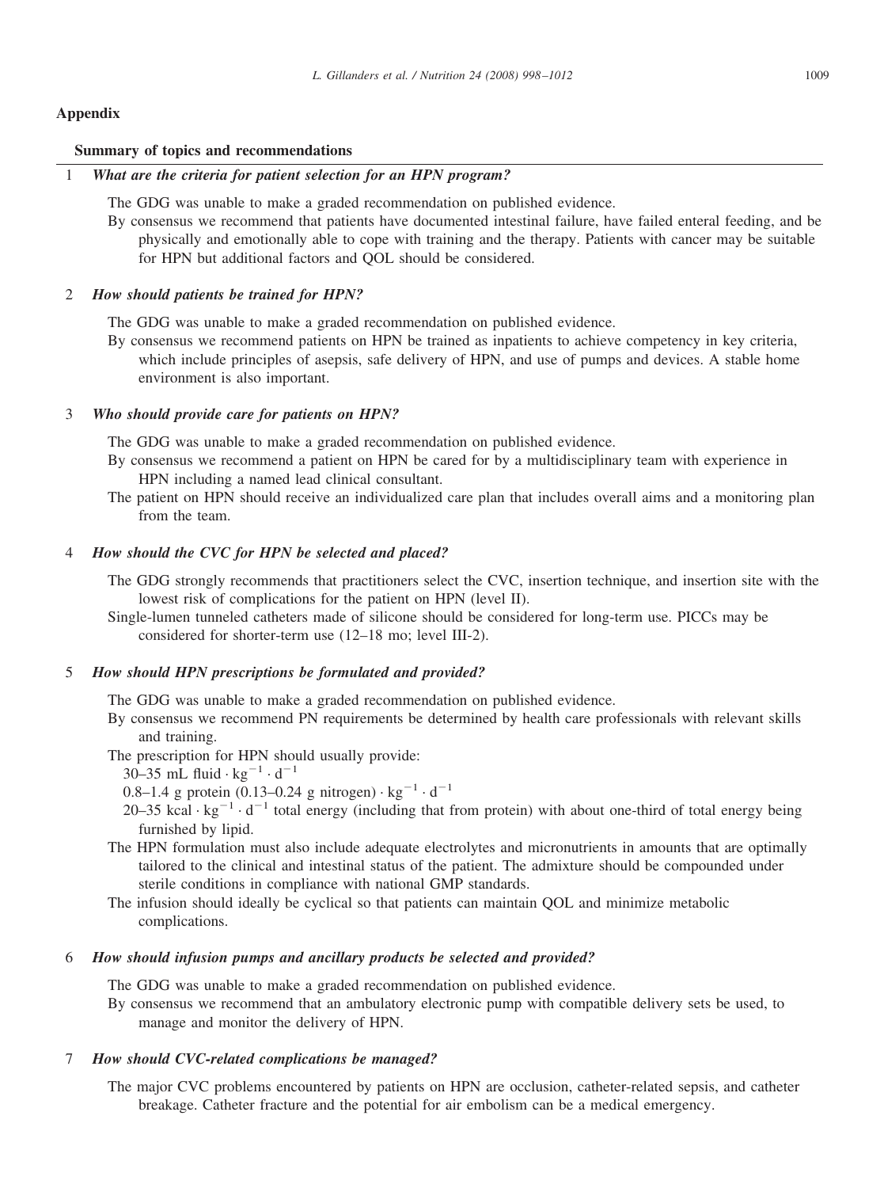## Appendix

### Summary of topics and recommendations

1 ***What are the criteria for patient selection for an HPN program?***

The GDG was unable to make a graded recommendation on published evidence.

By consensus we recommend that patients have documented intestinal failure, have failed enteral feeding, and be physically and emotionally able to cope with training and the therapy. Patients with cancer may be suitable for HPN but additional factors and QOL should be considered.

2 ***How should patients be trained for HPN?***

The GDG was unable to make a graded recommendation on published evidence.

By consensus we recommend patients on HPN be trained as inpatients to achieve competency in key criteria, which include principles of asepsis, safe delivery of HPN, and use of pumps and devices. A stable home environment is also important.

3 ***Who should provide care for patients on HPN?***

The GDG was unable to make a graded recommendation on published evidence.

By consensus we recommend a patient on HPN be cared for by a multidisciplinary team with experience in HPN including a named lead clinical consultant.

The patient on HPN should receive an individualized care plan that includes overall aims and a monitoring plan from the team.

4 ***How should the CVC for HPN be selected and placed?***

The GDG strongly recommends that practitioners select the CVC, insertion technique, and insertion site with the lowest risk of complications for the patient on HPN (level II).

Single-lumen tunneled catheters made of silicone should be considered for long-term use. PICCs may be considered for shorter-term use (12–18 mo; level III-2).

5 ***How should HPN prescriptions be formulated and provided?***

The GDG was unable to make a graded recommendation on published evidence.

By consensus we recommend PN requirements be determined by health care professionals with relevant skills and training.

The prescription for HPN should usually provide:

30–35 mL fluid $\cdot$ $kg^{-1} \cdot d^{-1}$

0.8–1.4 g protein (0.13–0.24 g nitrogen) $\cdot$ $kg^{-1} \cdot d^{-1}$

20–35 kcal $\cdot$ $kg^{-1} \cdot d^{-1}$ total energy (including that from protein) with about one-third of total energy being furnished by lipid.

The HPN formulation must also include adequate electrolytes and micronutrients in amounts that are optimally tailored to the clinical and intestinal status of the patient. The admixture should be compounded under sterile conditions in compliance with national GMP standards.

The infusion should ideally be cyclical so that patients can maintain QOL and minimize metabolic complications.

6 ***How should infusion pumps and ancillary products be selected and provided?***

The GDG was unable to make a graded recommendation on published evidence.

By consensus we recommend that an ambulatory electronic pump with compatible delivery sets be used, to manage and monitor the delivery of HPN.

7 ***How should CVC-related complications be managed?***

The major CVC problems encountered by patients on HPN are occlusion, catheter-related sepsis, and catheter breakage. Catheter fracture and the potential for air embolism can be a medical emergency.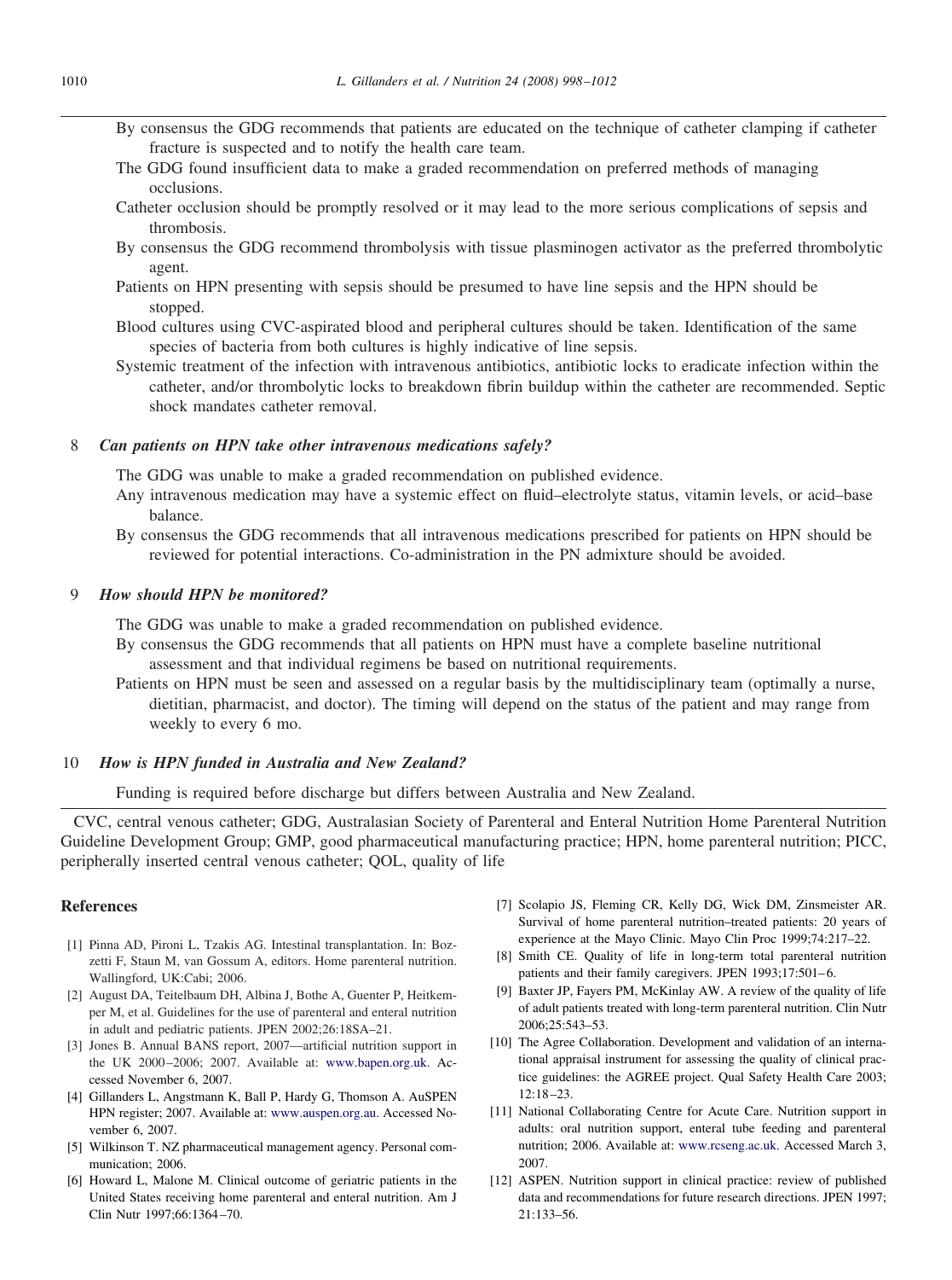By consensus the GDG recommends that patients are educated on the technique of catheter clamping if catheter fracture is suspected and to notify the health care team.

The GDG found insufficient data to make a graded recommendation on preferred methods of managing occlusions.

Catheter occlusion should be promptly resolved or it may lead to the more serious complications of sepsis and thrombosis.

By consensus the GDG recommend thrombolysis with tissue plasminogen activator as the preferred thrombolytic agent.

Patients on HPN presenting with sepsis should be presumed to have line sepsis and the HPN should be stopped.

Blood cultures using CVC-aspirated blood and peripheral cultures should be taken. Identification of the same species of bacteria from both cultures is highly indicative of line sepsis.

Systemic treatment of the infection with intravenous antibiotics, antibiotic locks to eradicate infection within the catheter, and/or thrombolytic locks to breakdown fibrin buildup within the catheter are recommended. Septic shock mandates catheter removal.

8 ***Can patients on HPN take other intravenous medications safely?***

The GDG was unable to make a graded recommendation on published evidence.

Any intravenous medication may have a systemic effect on fluid–electrolyte status, vitamin levels, or acid–base balance.

By consensus the GDG recommends that all intravenous medications prescribed for patients on HPN should be reviewed for potential interactions. Co-administration in the PN admixture should be avoided.

9 ***How should HPN be monitored?***

The GDG was unable to make a graded recommendation on published evidence.

By consensus the GDG recommends that all patients on HPN must have a complete baseline nutritional assessment and that individual regimens be based on nutritional requirements.

Patients on HPN must be seen and assessed on a regular basis by the multidisciplinary team (optimally a nurse, dietitian, pharmacist, and doctor). The timing will depend on the status of the patient and may range from weekly to every 6 mo.

10 ***How is HPN funded in Australia and New Zealand?***

Funding is required before discharge but differs between Australia and New Zealand.

CVC, central venous catheter; GDG, Australasian Society of Parenteral and Enteral Nutrition Home Parenteral Nutrition Guideline Development Group; GMP, good pharmaceutical manufacturing practice; HPN, home parenteral nutrition; PICC, peripherally inserted central venous catheter; QOL, quality of life

## References

[1] Pinna AD, Pironi L, Tzakis AG. Intestinal transplantation. In: Bozzetti F, Staun M, van Gossum A, editors. Home parenteral nutrition. Wallingford, UK:Cabi; 2006.

[2] August DA, Teitelbaum DH, Albina J, Bothe A, Guenter P, Heitkemper M, et al. Guidelines for the use of parenteral and enteral nutrition in adult and pediatric patients. JPEN 2002;26:18SA–21.

[3] Jones B. Annual BANS report, 2007—artificial nutrition support in the UK 2000–2006; 2007. Available at: www.bapen.org.uk. Accessed November 6, 2007.

[4] Gillanders L, Angstmann K, Ball P, Hardy G, Thomson A. AuSPEN HPN register; 2007. Available at: www.auspen.org.au. Accessed November 6, 2007.

[5] Wilkinson T. NZ pharmaceutical management agency. Personal communication; 2006.

[6] Howard L, Malone M. Clinical outcome of geriatric patients in the United States receiving home parenteral and enteral nutrition. Am J Clin Nutr 1997;66:1364–70.

[7] Scolapio JS, Fleming CR, Kelly DG, Wick DM, Zinsmeister AR. Survival of home parenteral nutrition–treated patients: 20 years of experience at the Mayo Clinic. Mayo Clin Proc 1999;74:217–22.

[8] Smith CE. Quality of life in long-term total parenteral nutrition patients and their family caregivers. JPEN 1993;17:501–6.

[9] Baxter JP, Fayers PM, McKinlay AW. A review of the quality of life of adult patients treated with long-term parenteral nutrition. Clin Nutr 2006;25:543–53.

[10] The Agree Collaboration. Development and validation of an international appraisal instrument for assessing the quality of clinical practice guidelines: the AGREE project. Qual Safety Health Care 2003; 12:18–23.

[11] National Collaborating Centre for Acute Care. Nutrition support in adults: oral nutrition support, enteral tube feeding and parenteral nutrition; 2006. Available at: www.rcseng.ac.uk. Accessed March 3, 2007.

[12] ASPEN. Nutrition support in clinical practice: review of published data and recommendations for future research directions. JPEN 1997; 21:133–56.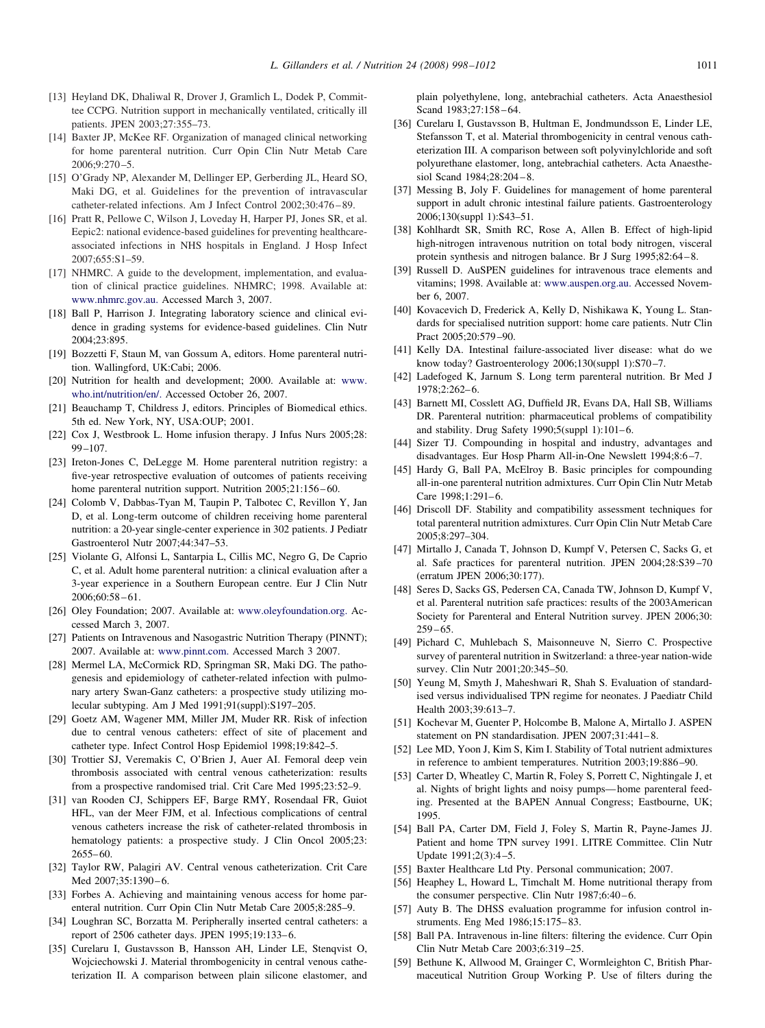[13] Heyland DK, Dhaliwal R, Drover J, Gramlich L, Dodek P, Committee CCPG. Nutrition support in mechanically ventilated, critically ill patients. JPEN 2003;27:355–73.

[14] Baxter JP, McKee RF. Organization of managed clinical networking for home parenteral nutrition. Curr Opin Clin Nutr Metab Care 2006;9:270–5.

[15] O'Grady NP, Alexander M, Dellinger EP, Gerberding JL, Heard SO, Maki DG, et al. Guidelines for the prevention of intravascular catheter-related infections. Am J Infect Control 2002;30:476–89.

[16] Pratt R, Pellowe C, Wilson J, Loveday H, Harper PJ, Jones SR, et al. Eepic2: national evidence-based guidelines for preventing healthcare-associated infections in NHS hospitals in England. J Hosp Infect 2007;655:S1–59.

[17] NHMRC. A guide to the development, implementation, and evaluation of clinical practice guidelines. NHMRC; 1998. Available at: www.nhmrc.gov.au. Accessed March 3, 2007.

[18] Ball P, Harrison J. Integrating laboratory science and clinical evidence in grading systems for evidence-based guidelines. Clin Nutr 2004;23:895.

[19] Bozzetti F, Staun M, van Gossum A, editors. Home parenteral nutrition. Wallingford, UK:Cabi; 2006.

[20] Nutrition for health and development; 2000. Available at: www.who.int/nutrition/en/. Accessed October 26, 2007.

[21] Beauchamp T, Childress J, editors. Principles of Biomedical ethics. 5th ed. New York, NY, USA:OUP; 2001.

[22] Cox J, Westbrook L. Home infusion therapy. J Infus Nurs 2005;28: 99–107.

[23] Ireton-Jones C, DeLegge M. Home parenteral nutrition registry: a five-year retrospective evaluation of outcomes of patients receiving home parenteral nutrition support. Nutrition 2005;21:156–60.

[24] Colomb V, Dabbas-Tyan M, Taupin P, Talbotec C, Revillon Y, Jan D, et al. Long-term outcome of children receiving home parenteral nutrition: a 20-year single-center experience in 302 patients. J Pediatr Gastroenterol Nutr 2007;44:347–53.

[25] Violante G, Alfonsi L, Santarpia L, Cillis MC, Negro G, De Caprio C, et al. Adult home parenteral nutrition: a clinical evaluation after a 3-year experience in a Southern European centre. Eur J Clin Nutr 2006;60:58–61.

[26] Oley Foundation; 2007. Available at: www.oleyfoundation.org. Accessed March 3, 2007.

[27] Patients on Intravenous and Nasogastric Nutrition Therapy (PINNT); 2007. Available at: www.pinnt.com. Accessed March 3 2007.

[28] Mermel LA, McCormick RD, Springman SR, Maki DG. The pathogenesis and epidemiology of catheter-related infection with pulmonary artery Swan-Ganz catheters: a prospective study utilizing molecular subtyping. Am J Med 1991;91(suppl):S197–205.

[29] Goetz AM, Wagener MM, Miller JM, Muder RR. Risk of infection due to central venous catheters: effect of site of placement and catheter type. Infect Control Hosp Epidemiol 1998;19:842–5.

[30] Trottier SJ, Veremakis C, O'Brien J, Auer AI. Femoral deep vein thrombosis associated with central venous catheterization: results from a prospective randomised trial. Crit Care Med 1995;23:52–9.

[31] van Rooden CJ, Schippers EF, Barge RMY, Rosendaal FR, Guiot HFL, van der Meer FJM, et al. Infectious complications of central venous catheters increase the risk of catheter-related thrombosis in hematology patients: a prospective study. J Clin Oncol 2005;23: 2655–60.

[32] Taylor RW, Palagiri AV. Central venous catheterization. Crit Care Med 2007;35:1390–6.

[33] Forbes A. Achieving and maintaining venous access for home parenteral nutrition. Curr Opin Clin Nutr Metab Care 2005;8:285–9.

[34] Loughran SC, Borzatta M. Peripherally inserted central catheters: a report of 2506 catheter days. JPEN 1995;19:133–6.

[35] Curelaru I, Gustavsson B, Hansson AH, Linder LE, Stenqvist O, Wojciechowski J. Material thrombogenicity in central venous catheterization II. A comparison between plain silicone elastomer, and plain polyethylene, long, antebrachial catheters. Acta Anaesthesiol Scand 1983;27:158–64.

[36] Curelaru I, Gustavsson B, Hultman E, Jondmundsson E, Linder LE, Stefansson T, et al. Material thrombogenicity in central venous catheterization III. A comparison between soft polyvinylchloride and soft polyurethane elastomer, long, antebrachial catheters. Acta Anaesthesiol Scand 1984;28:204–8.

[37] Messing B, Joly F. Guidelines for management of home parenteral support in adult chronic intestinal failure patients. Gastroenterology 2006;130(suppl 1):S43–51.

[38] Kohlhardt SR, Smith RC, Rose A, Allen B. Effect of high-lipid high-nitrogen intravenous nutrition on total body nitrogen, visceral protein synthesis and nitrogen balance. Br J Surg 1995;82:64–8.

[39] Russell D. AuSPEN guidelines for intravenous trace elements and vitamins; 1998. Available at: www.auspen.org.au. Accessed November 6, 2007.

[40] Kovacevich D, Frederick A, Kelly D, Nishikawa K, Young L. Standards for specialised nutrition support: home care patients. Nutr Clin Pract 2005;20:579–90.

[41] Kelly DA. Intestinal failure-associated liver disease: what do we know today? Gastroenterology 2006;130(suppl 1):S70–7.

[42] Ladefoged K, Jarnum S. Long term parenteral nutrition. Br Med J 1978;2:262–6.

[43] Barnett MI, Cosslett AG, Duffield JR, Evans DA, Hall SB, Williams DR. Parenteral nutrition: pharmaceutical problems of compatibility and stability. Drug Safety 1990;5(suppl 1):101–6.

[44] Sizer TJ. Compounding in hospital and industry, advantages and disadvantages. Eur Hosp Pharm All-in-One Newslett 1994;8:6–7.

[45] Hardy G, Ball PA, McElroy B. Basic principles for compounding all-in-one parenteral nutrition admixtures. Curr Opin Clin Nutr Metab Care 1998;1:291–6.

[46] Driscoll DF. Stability and compatibility assessment techniques for total parenteral nutrition admixtures. Curr Opin Clin Nutr Metab Care 2005;8:297–304.

[47] Mirtallo J, Canada T, Johnson D, Kumpf V, Petersen C, Sacks G, et al. Safe practices for parenteral nutrition. JPEN 2004;28:S39–70 (erratum JPEN 2006;30:177).

[48] Seres D, Sacks GS, Pedersen CA, Canada TW, Johnson D, Kumpf V, et al. Parenteral nutrition safe practices: results of the 2003American Society for Parenteral and Enteral Nutrition survey. JPEN 2006;30: 259–65.

[49] Pichard C, Muhlebach S, Maisonneuve N, Sierro C. Prospective survey of parenteral nutrition in Switzerland: a three-year nation-wide survey. Clin Nutr 2001;20:345–50.

[50] Yeung M, Smyth J, Maheshwari R, Shah S. Evaluation of standardised versus individualised TPN regime for neonates. J Paediatr Child Health 2003;39:613–7.

[51] Kochevar M, Guenter P, Holcombe B, Malone A, Mirtallo J. ASPEN statement on PN standardisation. JPEN 2007;31:441–8.

[52] Lee MD, Yoon J, Kim S, Kim I. Stability of Total nutrient admixtures in reference to ambient temperatures. Nutrition 2003;19:886–90.

[53] Carter D, Wheatley C, Martin R, Foley S, Porrett C, Nightingale J, et al. Nights of bright lights and noisy pumps—home parenteral feeding. Presented at the BAPEN Annual Congress; Eastbourne, UK; 1995.

[54] Ball PA, Carter DM, Field J, Foley S, Martin R, Payne-James JJ. Patient and home TPN survey 1991. LITRE Committee. Clin Nutr Update 1991;2(3):4–5.

[55] Baxter Healthcare Ltd Pty. Personal communication; 2007.

[56] Heaphey L, Howard L, Timchalt M. Home nutritional therapy from the consumer perspective. Clin Nutr 1987;6:40–6.

[57] Auty B. The DHSS evaluation programme for infusion control instruments. Eng Med 1986;15:175–83.

[58] Ball PA. Intravenous in-line filters: filtering the evidence. Curr Opin Clin Nutr Metab Care 2003;6:319–25.

[59] Bethune K, Allwood M, Grainger C, Wormleighton C, British Pharmaceutical Nutrition Group Working P. Use of filters during the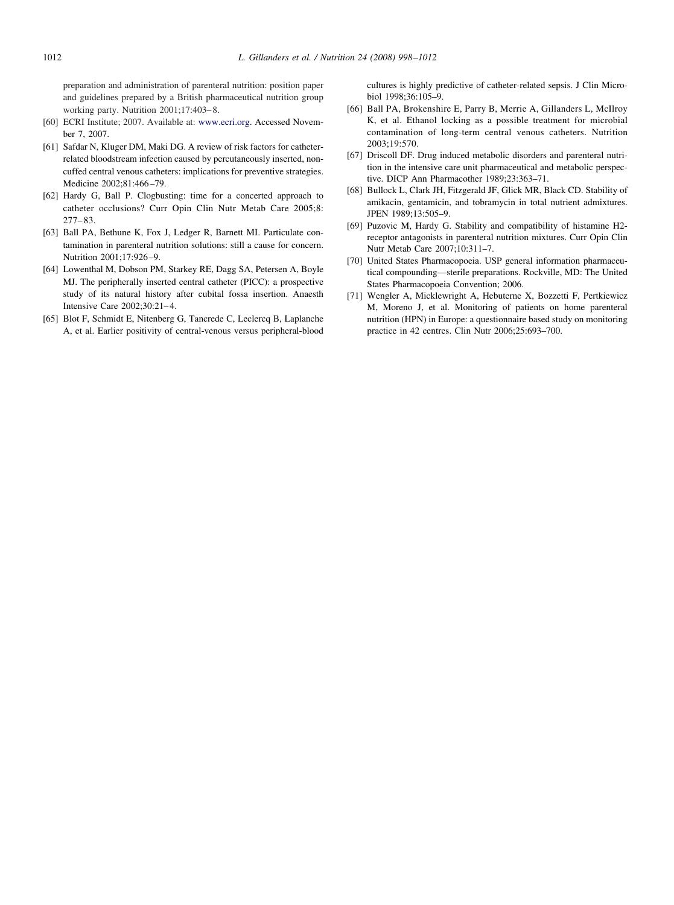preparation and administration of parenteral nutrition: position paper and guidelines prepared by a British pharmaceutical nutrition group working party. Nutrition 2001;17:403–8.

[60] ECRI Institute; 2007. Available at: www.ecri.org. Accessed November 7, 2007.

[61] Safdar N, Kluger DM, Maki DG. A review of risk factors for catheter-related bloodstream infection caused by percutaneously inserted, noncuffed central venous catheters: implications for preventive strategies. Medicine 2002;81:466–79.

[62] Hardy G, Ball P. Clogbusting: time for a concerted approach to catheter occlusions? Curr Opin Clin Nutr Metab Care 2005;8: 277–83.

[63] Ball PA, Bethune K, Fox J, Ledger R, Barnett MI. Particulate contamination in parenteral nutrition solutions: still a cause for concern. Nutrition 2001;17:926–9.

[64] Lowenthal M, Dobson PM, Starkey RE, Dagg SA, Petersen A, Boyle MJ. The peripherally inserted central catheter (PICC): a prospective study of its natural history after cubital fossa insertion. Anaesth Intensive Care 2002;30:21–4.

[65] Blot F, Schmidt E, Nitenberg G, Tancrede C, Leclercq B, Laplanche A, et al. Earlier positivity of central-venous versus peripheral-blood cultures is highly predictive of catheter-related sepsis. J Clin Microbiol 1998;36:105–9.

[66] Ball PA, Brokenshire E, Parry B, Merrie A, Gillanders L, McIlroy K, et al. Ethanol locking as a possible treatment for microbial contamination of long-term central venous catheters. Nutrition 2003;19:570.

[67] Driscoll DF. Drug induced metabolic disorders and parenteral nutrition in the intensive care unit pharmaceutical and metabolic perspective. DICP Ann Pharmacother 1989;23:363–71.

[68] Bullock L, Clark JH, Fitzgerald JF, Glick MR, Black CD. Stability of amikacin, gentamicin, and tobramycin in total nutrient admixtures. JPEN 1989;13:505–9.

[69] Puzovic M, Hardy G. Stability and compatibility of histamine H2-receptor antagonists in parenteral nutrition mixtures. Curr Opin Clin Nutr Metab Care 2007;10:311–7.

[70] United States Pharmacopoeia. USP general information pharmaceutical compounding—sterile preparations. Rockville, MD: The United States Pharmacopoeia Convention; 2006.

[71] Wengler A, Micklewright A, Hebuterne X, Bozzetti F, Pertkiewicz M, Moreno J, et al. Monitoring of patients on home parenteral nutrition (HPN) in Europe: a questionnaire based study on monitoring practice in 42 centres. Clin Nutr 2006;25:693–700.